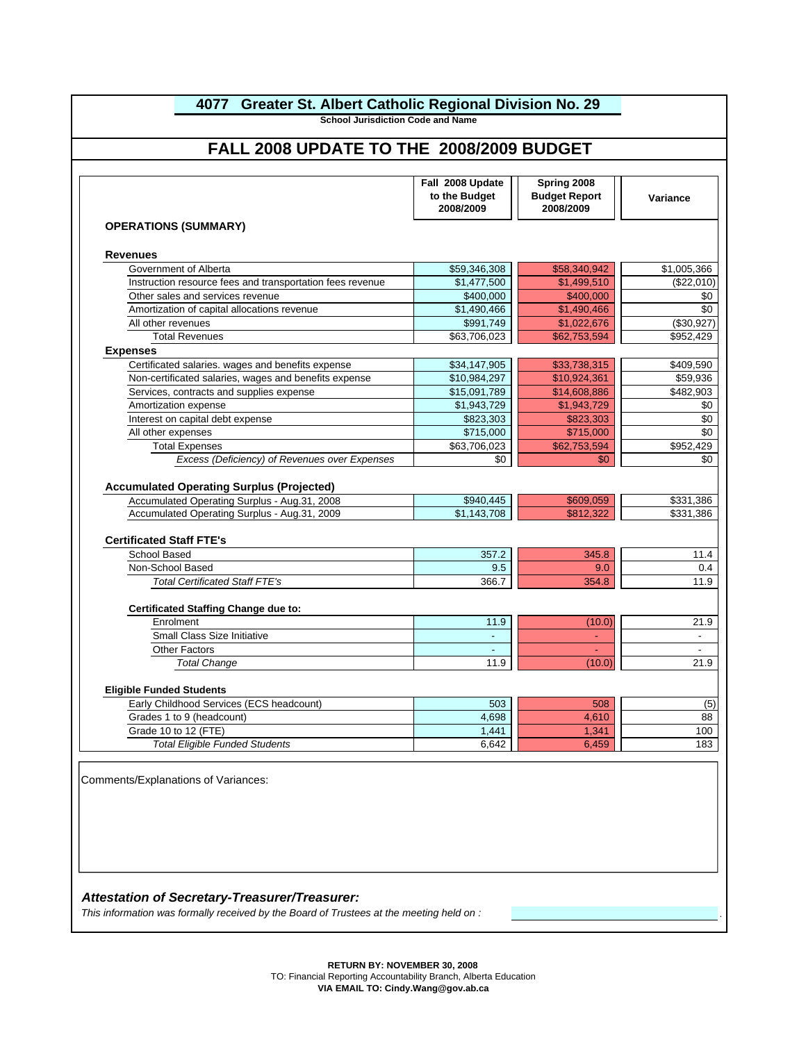# 4077 Greater St. Albert Catholic Regional Division No. 29

**School Jurisdiction Code and Name**

## FALL 2008 UPDATE TO THE 2008/2009 BUDGET

| | Fall 2008 Update to the Budget 2008/2009 | Spring 2008 Budget Report 2008/2009 | Variance |
|---|---|---|---|
| **OPERATIONS (SUMMARY)** | | | |
| **Revenues** | | | |
| Government of Alberta | $59,346,308 | $58,340,942 | $1,005,366 |
| Instruction resource fees and transportation fees revenue | $1,477,500 | $1,499,510 | ($22,010) |
| Other sales and services revenue | $400,000 | $400,000 | $0 |
| Amortization of capital allocations revenue | $1,490,466 | $1,490,466 | $0 |
| All other revenues | $991,749 | $1,022,676 | ($30,927) |
| Total Revenues | $63,706,023 | $62,753,594 | $952,429 |
| **Expenses** | | | |
| Certificated salaries. wages and benefits expense | $34,147,905 | $33,738,315 | $409,590 |
| Non-certificated salaries, wages and benefits expense | $10,984,297 | $10,924,361 | $59,936 |
| Services, contracts and supplies expense | $15,091,789 | $14,608,886 | $482,903 |
| Amortization expense | $1,943,729 | $1,943,729 | $0 |
| Interest on capital debt expense | $823,303 | $823,303 | $0 |
| All other expenses | $715,000 | $715,000 | $0 |
| Total Expenses | $63,706,023 | $62,753,594 | $952,429 |
| *Excess (Deficiency) of Revenues over Expenses* | $0 | $0 | $0 |
| **Accumulated Operating Surplus (Projected)** | | | |
| Accumulated Operating Surplus - Aug.31, 2008 | $940,445 | $609,059 | $331,386 |
| Accumulated Operating Surplus - Aug.31, 2009 | $1,143,708 | $812,322 | $331,386 |
| **Certificated Staff FTE's** | | | |
| School Based | 357.2 | 345.8 | 11.4 |
| Non-School Based | 9.5 | 9.0 | 0.4 |
| *Total Certificated Staff FTE's* | 366.7 | 354.8 | 11.9 |
| **Certificated Staffing Change due to:** | | | |
| Enrolment | 11.9 | (10.0) | 21.9 |
| Small Class Size Initiative | - | - | - |
| Other Factors | - | - | - |
| *Total Change* | 11.9 | (10.0) | 21.9 |
| **Eligible Funded Students** | | | |
| Early Childhood Services (ECS headcount) | 503 | 508 | (5) |
| Grades 1 to 9 (headcount) | 4,698 | 4,610 | 88 |
| Grade 10 to 12 (FTE) | 1,441 | 1,341 | 100 |
| *Total Eligible Funded Students* | 6,642 | 6,459 | 183 |

Comments/Explanations of Variances:

***Attestation of Secretary-Treasurer/Treasurer:***

*This information was formally received by the Board of Trustees at the meeting held on :*

**RETURN BY: NOVEMBER 30, 2008**
TO: Financial Reporting Accountability Branch, Alberta Education
**VIA EMAIL TO: Cindy.Wang@gov.ab.ca**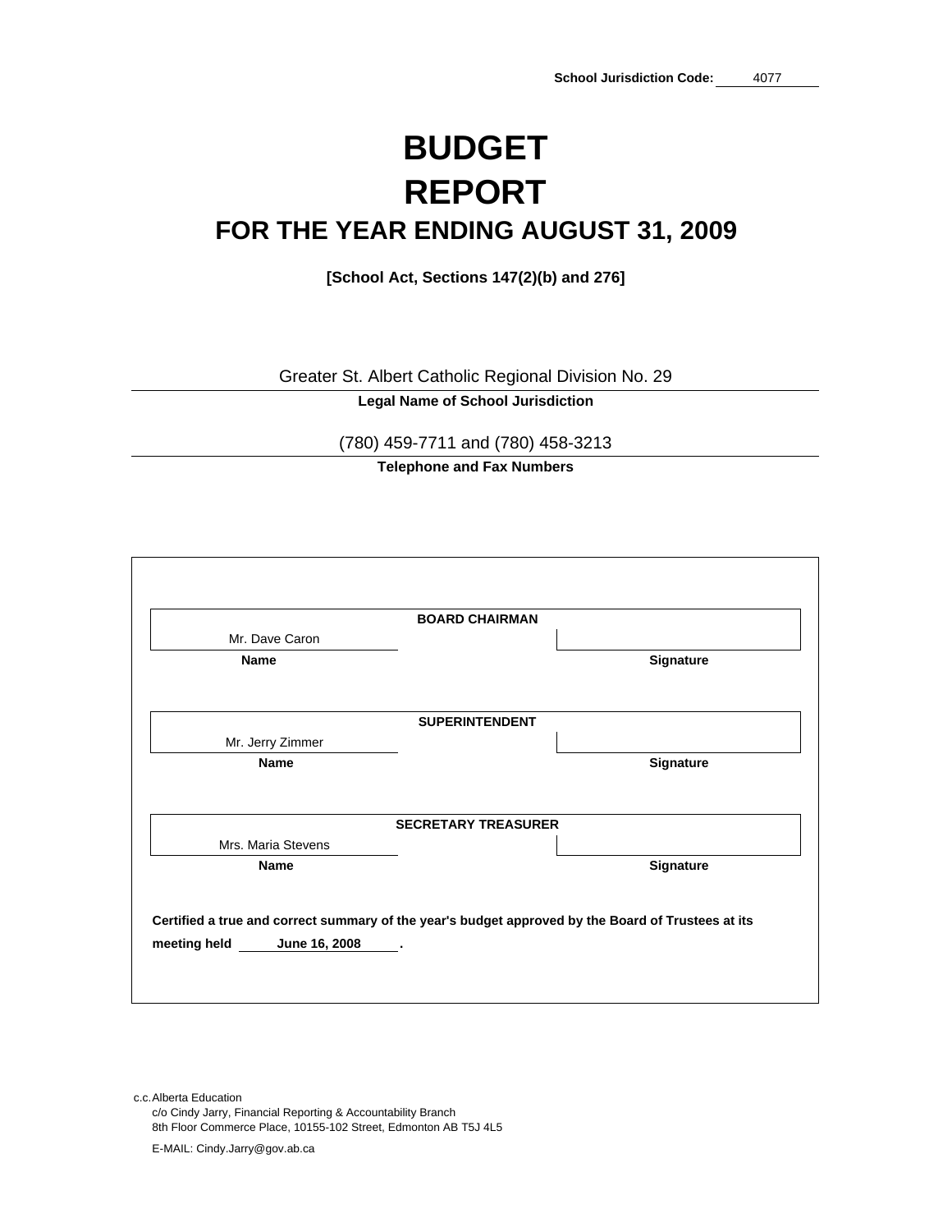**School Jurisdiction Code:** 4077

# BUDGET REPORT

## FOR THE YEAR ENDING AUGUST 31, 2009

**[School Act, Sections 147(2)(b) and 276]**

Greater St. Albert Catholic Regional Division No. 29

**Legal Name of School Jurisdiction**

(780) 459-7711 and (780) 458-3213

**Telephone and Fax Numbers**

| | **BOARD CHAIRMAN** | |
|---|---|---|
| Mr. Dave Caron | | |
| **Name** | | **Signature** |

| | **SUPERINTENDENT** | |
|---|---|---|
| Mr. Jerry Zimmer | | |
| **Name** | | **Signature** |

| | **SECRETARY TREASURER** | |
|---|---|---|
| Mrs. Maria Stevens | | |
| **Name** | | **Signature** |

**Certified a true and correct summary of the year's budget approved by the Board of Trustees at its meeting held June 16, 2008 .**

c.c. Alberta Education
c/o Cindy Jarry, Financial Reporting & Accountability Branch
8th Floor Commerce Place, 10155-102 Street, Edmonton AB T5J 4L5

E-MAIL: Cindy.Jarry@gov.ab.ca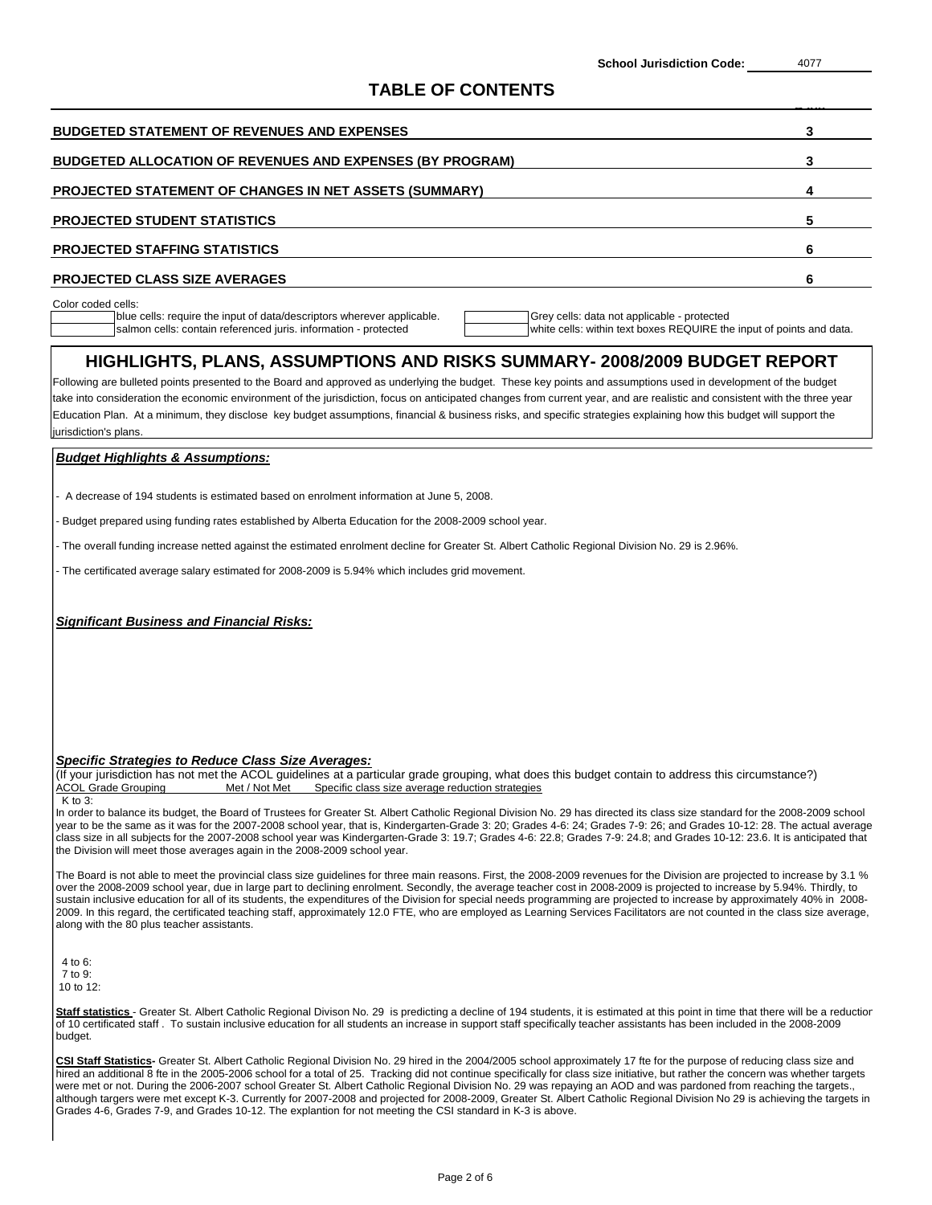School Jurisdiction Code: 4077

# TABLE OF CONTENTS

| | Page |
|---|---|
| **BUDGETED STATEMENT OF REVENUES AND EXPENSES** | 3 |
| **BUDGETED ALLOCATION OF REVENUES AND EXPENSES (BY PROGRAM)** | 3 |
| **PROJECTED STATEMENT OF CHANGES IN NET ASSETS (SUMMARY)** | 4 |
| **PROJECTED STUDENT STATISTICS** | 5 |
| **PROJECTED STAFFING STATISTICS** | 6 |
| **PROJECTED CLASS SIZE AVERAGES** | 6 |

Color coded cells:

- blue cells: require the input of data/descriptors wherever applicable.
- salmon cells: contain referenced juris. information - protected
- Grey cells: data not applicable - protected
- white cells: within text boxes REQUIRE the input of points and data.

## HIGHLIGHTS, PLANS, ASSUMPTIONS AND RISKS SUMMARY- 2008/2009 BUDGET REPORT

Following are bulleted points presented to the Board and approved as underlying the budget. These key points and assumptions used in development of the budget take into consideration the economic environment of the jurisdiction, focus on anticipated changes from current year, and are realistic and consistent with the three year Education Plan. At a minimum, they disclose key budget assumptions, financial & business risks, and specific strategies explaining how this budget will support the jurisdiction's plans.

***Budget Highlights & Assumptions:***

- A decrease of 194 students is estimated based on enrolment information at June 5, 2008.
- Budget prepared using funding rates established by Alberta Education for the 2008-2009 school year.
- The overall funding increase netted against the estimated enrolment decline for Greater St. Albert Catholic Regional Division No. 29 is 2.96%.
- The certificated average salary estimated for 2008-2009 is 5.94% which includes grid movement.

***Significant Business and Financial Risks:***

***Specific Strategies to Reduce Class Size Averages:***

(If your jurisdiction has not met the ACOL guidelines at a particular grade grouping, what does this budget contain to address this circumstance?)

ACOL Grade Grouping | Met / Not Met | Specific class size average reduction strategies

K to 3:

In order to balance its budget, the Board of Trustees for Greater St. Albert Catholic Regional Division No. 29 has directed its class size standard for the 2008-2009 school year to be the same as it was for the 2007-2008 school year, that is, Kindergarten-Grade 3: 20; Grades 4-6: 24; Grades 7-9: 26; and Grades 10-12: 28. The actual average class size in all subjects for the 2007-2008 school year was Kindergarten-Grade 3: 19.7; Grades 4-6: 22.8; Grades 7-9: 24.8; and Grades 10-12: 23.6. It is anticipated that the Division will meet those averages again in the 2008-2009 school year.

The Board is not able to meet the provincial class size guidelines for three main reasons. First, the 2008-2009 revenues for the Division are projected to increase by 3.1 % over the 2008-2009 school year, due in large part to declining enrolment. Secondly, the average teacher cost in 2008-2009 is projected to increase by 5.94%. Thirdly, to sustain inclusive education for all of its students, the expenditures of the Division for special needs programming are projected to increase by approximately 40% in 2008-2009. In this regard, the certificated teaching staff, approximately 12.0 FTE, who are employed as Learning Services Facilitators are not counted in the class size average, along with the 80 plus teacher assistants.

4 to 6:
7 to 9:
10 to 12:

**Staff statistics** - Greater St. Albert Catholic Regional Divison No. 29 is predicting a decline of 194 students, it is estimated at this point in time that there will be a reduction of 10 certificated staff . To sustain inclusive education for all students an increase in support staff specifically teacher assistants has been included in the 2008-2009 budget.

**CSI Staff Statistics-** Greater St. Albert Catholic Regional Division No. 29 hired in the 2004/2005 school approximately 17 fte for the purpose of reducing class size and hired an additional 8 fte in the 2005-2006 school for a total of 25. Tracking did not continue specifically for class size initiative, but rather the concern was whether targets were met or not. During the 2006-2007 school Greater St. Albert Catholic Regional Division No. 29 was repaying an AOD and was pardoned from reaching the targets., although targers were met except K-3. Currently for 2007-2008 and projected for 2008-2009, Greater St. Albert Catholic Regional Division No 29 is achieving the targets in Grades 4-6, Grades 7-9, and Grades 10-12. The explantion for not meeting the CSI standard in K-3 is above.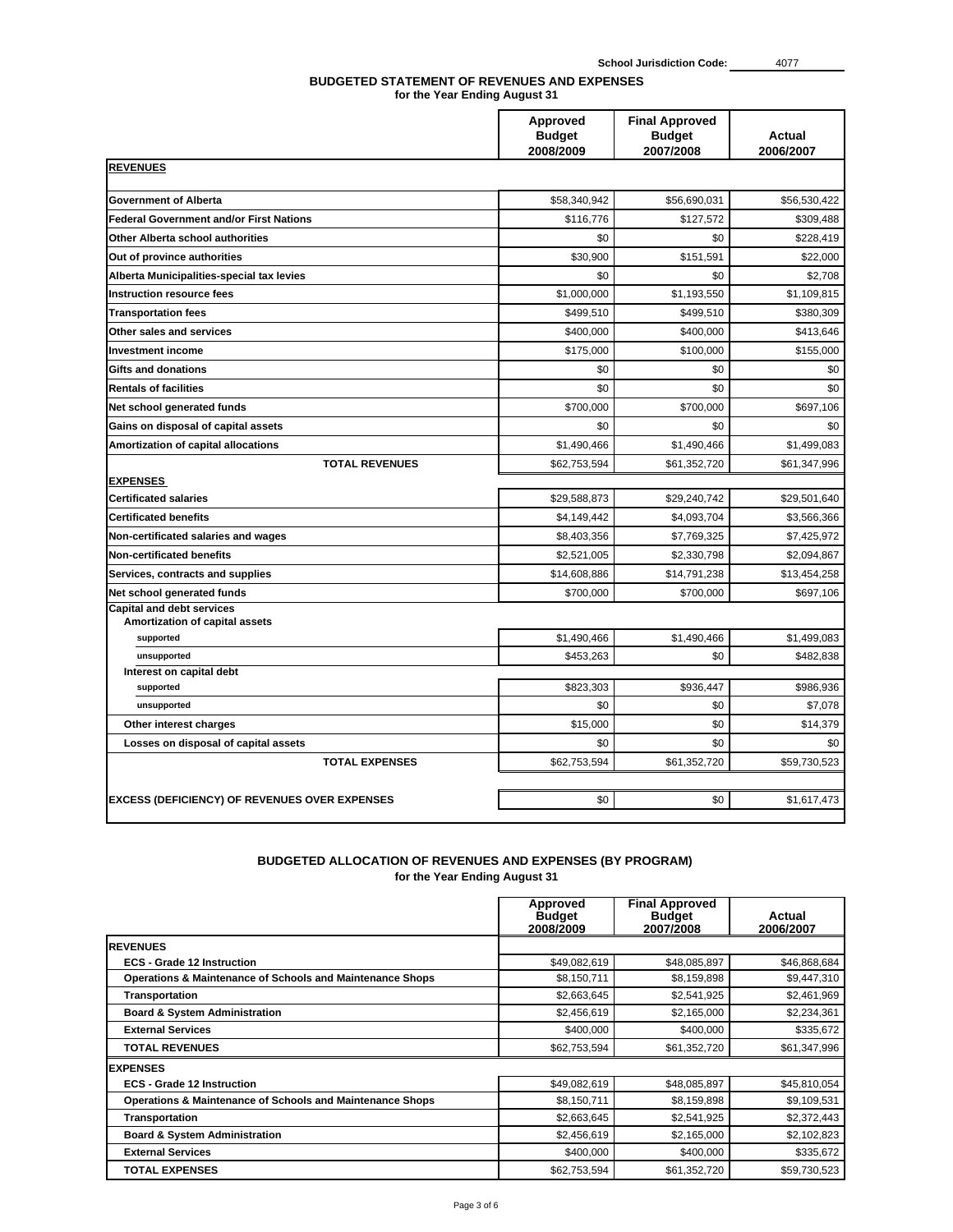School Jurisdiction Code: 4077

## BUDGETED STATEMENT OF REVENUES AND EXPENSES
**for the Year Ending August 31**

| | Approved Budget 2008/2009 | Final Approved Budget 2007/2008 | Actual 2006/2007 |
|---|---|---|---|
| **REVENUES** | | | |
| **Government of Alberta** | $58,340,942 | $56,690,031 | $56,530,422 |
| **Federal Government and/or First Nations** | $116,776 | $127,572 | $309,488 |
| **Other Alberta school authorities** | $0 | $0 | $228,419 |
| **Out of province authorities** | $30,900 | $151,591 | $22,000 |
| **Alberta Municipalities-special tax levies** | $0 | $0 | $2,708 |
| **Instruction resource fees** | $1,000,000 | $1,193,550 | $1,109,815 |
| **Transportation fees** | $499,510 | $499,510 | $380,309 |
| **Other sales and services** | $400,000 | $400,000 | $413,646 |
| **Investment income** | $175,000 | $100,000 | $155,000 |
| **Gifts and donations** | $0 | $0 | $0 |
| **Rentals of facilities** | $0 | $0 | $0 |
| **Net school generated funds** | $700,000 | $700,000 | $697,106 |
| **Gains on disposal of capital assets** | $0 | $0 | $0 |
| **Amortization of capital allocations** | $1,490,466 | $1,490,466 | $1,499,083 |
| **TOTAL REVENUES** | $62,753,594 | $61,352,720 | $61,347,996 |
| **EXPENSES** | | | |
| **Certificated salaries** | $29,588,873 | $29,240,742 | $29,501,640 |
| **Certificated benefits** | $4,149,442 | $4,093,704 | $3,566,366 |
| **Non-certificated salaries and wages** | $8,403,356 | $7,769,325 | $7,425,972 |
| **Non-certificated benefits** | $2,521,005 | $2,330,798 | $2,094,867 |
| **Services, contracts and supplies** | $14,608,886 | $14,791,238 | $13,454,258 |
| **Net school generated funds** | $700,000 | $700,000 | $697,106 |
| **Capital and debt services** | | | |
| **Amortization of capital assets** | | | |
| supported | $1,490,466 | $1,490,466 | $1,499,083 |
| unsupported | $453,263 | $0 | $482,838 |
| **Interest on capital debt** | | | |
| supported | $823,303 | $936,447 | $986,936 |
| unsupported | $0 | $0 | $7,078 |
| **Other interest charges** | $15,000 | $0 | $14,379 |
| **Losses on disposal of capital assets** | $0 | $0 | $0 |
| **TOTAL EXPENSES** | $62,753,594 | $61,352,720 | $59,730,523 |
| **EXCESS (DEFICIENCY) OF REVENUES OVER EXPENSES** | $0 | $0 | $1,617,473 |

## BUDGETED ALLOCATION OF REVENUES AND EXPENSES (BY PROGRAM)
**for the Year Ending August 31**

| | Approved Budget 2008/2009 | Final Approved Budget 2007/2008 | Actual 2006/2007 |
|---|---|---|---|
| **REVENUES** | | | |
| **ECS - Grade 12 Instruction** | $49,082,619 | $48,085,897 | $46,868,684 |
| **Operations & Maintenance of Schools and Maintenance Shops** | $8,150,711 | $8,159,898 | $9,447,310 |
| **Transportation** | $2,663,645 | $2,541,925 | $2,461,969 |
| **Board & System Administration** | $2,456,619 | $2,165,000 | $2,234,361 |
| **External Services** | $400,000 | $400,000 | $335,672 |
| **TOTAL REVENUES** | $62,753,594 | $61,352,720 | $61,347,996 |
| **EXPENSES** | | | |
| **ECS - Grade 12 Instruction** | $49,082,619 | $48,085,897 | $45,810,054 |
| **Operations & Maintenance of Schools and Maintenance Shops** | $8,150,711 | $8,159,898 | $9,109,531 |
| **Transportation** | $2,663,645 | $2,541,925 | $2,372,443 |
| **Board & System Administration** | $2,456,619 | $2,165,000 | $2,102,823 |
| **External Services** | $400,000 | $400,000 | $335,672 |
| **TOTAL EXPENSES** | $62,753,594 | $61,352,720 | $59,730,523 |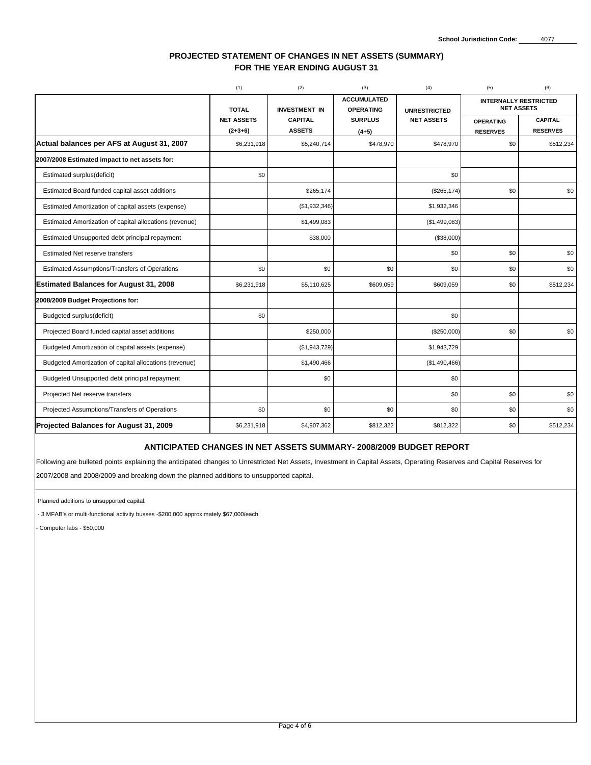School Jurisdiction Code: 4077

## PROJECTED STATEMENT OF CHANGES IN NET ASSETS (SUMMARY)
## FOR THE YEAR ENDING AUGUST 31

| | (1) | (2) | (3) | (4) | (5) | (6) |
|---|---|---|---|---|---|---|
| | TOTAL NET ASSETS (2+3+6) | INVESTMENT IN CAPITAL ASSETS | ACCUMULATED OPERATING SURPLUS (4+5) | UNRESTRICTED NET ASSETS | INTERNALLY RESTRICTED NET ASSETS | |
| | | | | | OPERATING RESERVES | CAPITAL RESERVES |
| **Actual balances per AFS at August 31, 2007** | $6,231,918 | $5,240,714 | $478,970 | $478,970 | $0 | $512,234 |
| **2007/2008 Estimated impact to net assets for:** | | | | | | |
| Estimated surplus(deficit) | $0 | | | $0 | | |
| Estimated Board funded capital asset additions | | $265,174 | | ($265,174) | $0 | $0 |
| Estimated Amortization of capital assets (expense) | | ($1,932,346) | | $1,932,346 | | |
| Estimated Amortization of capital allocations (revenue) | | $1,499,083 | | ($1,499,083) | | |
| Estimated Unsupported debt principal repayment | | $38,000 | | ($38,000) | | |
| Estimated Net reserve transfers | | | | $0 | $0 | $0 |
| Estimated Assumptions/Transfers of Operations | $0 | $0 | $0 | $0 | $0 | $0 |
| **Estimated Balances for August 31, 2008** | $6,231,918 | $5,110,625 | $609,059 | $609,059 | $0 | $512,234 |
| **2008/2009 Budget Projections for:** | | | | | | |
| Budgeted surplus(deficit) | $0 | | | $0 | | |
| Projected Board funded capital asset additions | | $250,000 | | ($250,000) | $0 | $0 |
| Budgeted Amortization of capital assets (expense) | | ($1,943,729) | | $1,943,729 | | |
| Budgeted Amortization of capital allocations (revenue) | | $1,490,466 | | ($1,490,466) | | |
| Budgeted Unsupported debt principal repayment | | $0 | | $0 | | |
| Projected Net reserve transfers | | | | $0 | $0 | $0 |
| Projected Assumptions/Transfers of Operations | $0 | $0 | $0 | $0 | $0 | $0 |
| **Projected Balances for August 31, 2009** | $6,231,918 | $4,907,362 | $812,322 | $812,322 | $0 | $512,234 |

### ANTICIPATED CHANGES IN NET ASSETS SUMMARY- 2008/2009 BUDGET REPORT

Following are bulleted points explaining the anticipated changes to Unrestricted Net Assets, Investment in Capital Assets, Operating Reserves and Capital Reserves for 2007/2008 and 2008/2009 and breaking down the planned additions to unsupported capital.

Planned additions to unsupported capital.

- 3 MFAB's or multi-functional activity busses -$200,000 approximately $67,000/each
- Computer labs - $50,000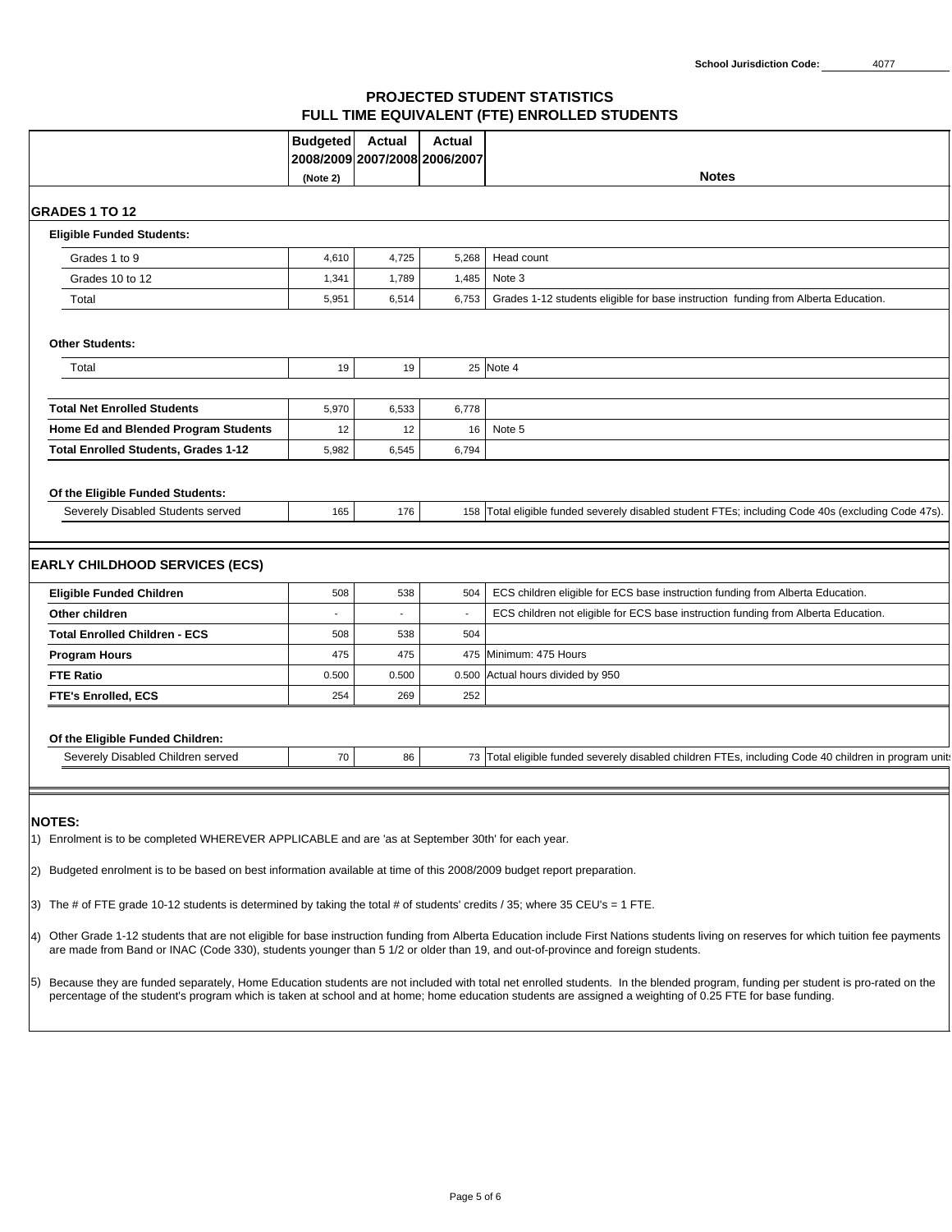School Jurisdiction Code: 4077

# PROJECTED STUDENT STATISTICS
## FULL TIME EQUIVALENT (FTE) ENROLLED STUDENTS

| | Budgeted 2008/2009 (Note 2) | Actual 2007/2008 | Actual 2006/2007 | Notes |
|---|---|---|---|---|
| **GRADES 1 TO 12** | | | | |
| **Eligible Funded Students:** | | | | |
| Grades 1 to 9 | 4,610 | 4,725 | 5,268 | Head count |
| Grades 10 to 12 | 1,341 | 1,789 | 1,485 | Note 3 |
| Total | 5,951 | 6,514 | 6,753 | Grades 1-12 students eligible for base instruction funding from Alberta Education. |
| **Other Students:** | | | | |
| Total | 19 | 19 | 25 | Note 4 |
| **Total Net Enrolled Students** | 5,970 | 6,533 | 6,778 | |
| **Home Ed and Blended Program Students** | 12 | 12 | 16 | Note 5 |
| **Total Enrolled Students, Grades 1-12** | 5,982 | 6,545 | 6,794 | |
| **Of the Eligible Funded Students:** | | | | |
| Severely Disabled Students served | 165 | 176 | 158 | Total eligible funded severely disabled student FTEs; including Code 40s (excluding Code 47s). |
| **EARLY CHILDHOOD SERVICES (ECS)** | | | | |
| **Eligible Funded Children** | 508 | 538 | 504 | ECS children eligible for ECS base instruction funding from Alberta Education. |
| **Other children** | - | - | - | ECS children not eligible for ECS base instruction funding from Alberta Education. |
| **Total Enrolled Children - ECS** | 508 | 538 | 504 | |
| **Program Hours** | 475 | 475 | 475 | Minimum: 475 Hours |
| **FTE Ratio** | 0.500 | 0.500 | 0.500 | Actual hours divided by 950 |
| **FTE's Enrolled, ECS** | 254 | 269 | 252 | |
| **Of the Eligible Funded Children:** | | | | |
| Severely Disabled Children served | 70 | 86 | 73 | Total eligible funded severely disabled children FTEs, including Code 40 children in program unit |

**NOTES:**

1) Enrolment is to be completed WHEREVER APPLICABLE and are 'as at September 30th' for each year.

2) Budgeted enrolment is to be based on best information available at time of this 2008/2009 budget report preparation.

3) The # of FTE grade 10-12 students is determined by taking the total # of students' credits / 35; where 35 CEU's = 1 FTE.

4) Other Grade 1-12 students that are not eligible for base instruction funding from Alberta Education include First Nations students living on reserves for which tuition fee payments are made from Band or INAC (Code 330), students younger than 5 1/2 or older than 19, and out-of-province and foreign students.

5) Because they are funded separately, Home Education students are not included with total net enrolled students. In the blended program, funding per student is pro-rated on the percentage of the student's program which is taken at school and at home; home education students are assigned a weighting of 0.25 FTE for base funding.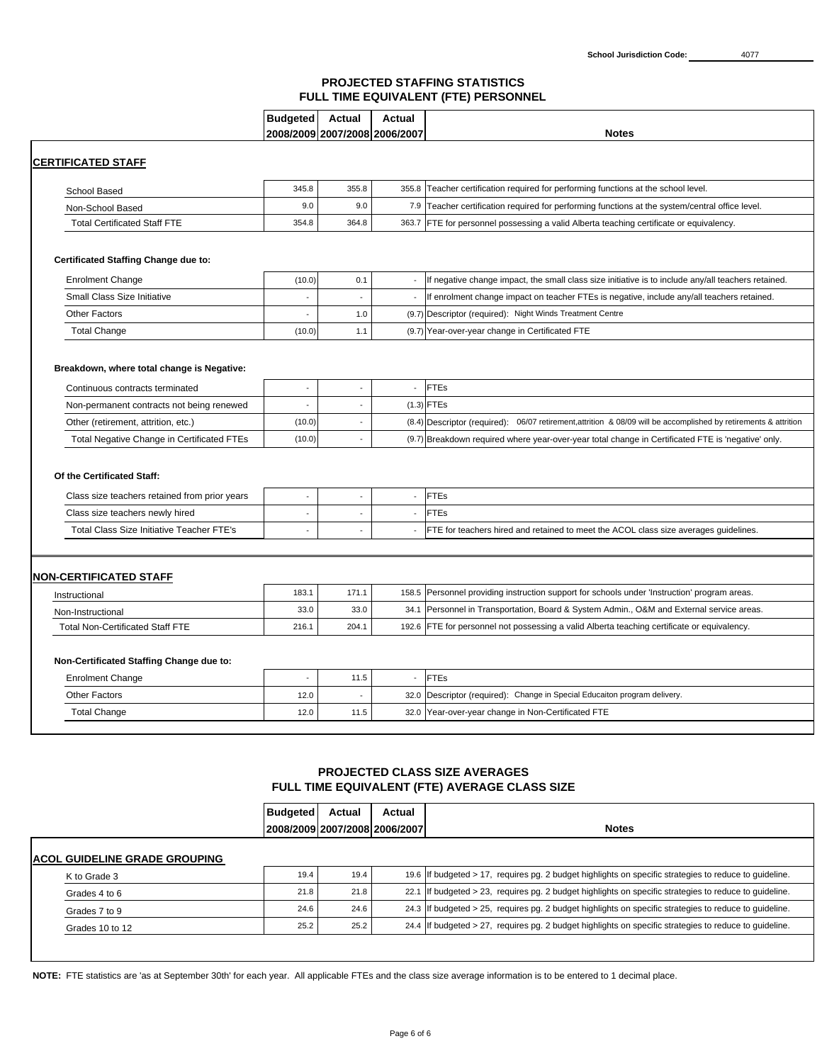School Jurisdiction Code: 4077

## PROJECTED STAFFING STATISTICS
## FULL TIME EQUIVALENT (FTE) PERSONNEL

| | Budgeted 2008/2009 | Actual 2007/2008 | Actual 2006/2007 | Notes |
|---|---|---|---|---|
| **CERTIFICATED STAFF** | | | | |
| School Based | 345.8 | 355.8 | 355.8 | Teacher certification required for performing functions at the school level. |
| Non-School Based | 9.0 | 9.0 | 7.9 | Teacher certification required for performing functions at the system/central office level. |
| Total Certificated Staff FTE | 354.8 | 364.8 | 363.7 | FTE for personnel possessing a valid Alberta teaching certificate or equivalency. |
| **Certificated Staffing Change due to:** | | | | |
| Enrolment Change | (10.0) | 0.1 | - | If negative change impact, the small class size initiative is to include any/all teachers retained. |
| Small Class Size Initiative | - | - | - | If enrolment change impact on teacher FTEs is negative, include any/all teachers retained. |
| Other Factors | - | 1.0 | (9.7) | Descriptor (required): Night Winds Treatment Centre |
| Total Change | (10.0) | 1.1 | (9.7) | Year-over-year change in Certificated FTE |
| **Breakdown, where total change is Negative:** | | | | |
| Continuous contracts terminated | - | - | - | FTEs |
| Non-permanent contracts not being renewed | - | - | (1.3) | FTEs |
| Other (retirement, attrition, etc.) | (10.0) | - | (8.4) | Descriptor (required): 06/07 retirement,attrition & 08/09 will be accomplished by retirements & attrition |
| Total Negative Change in Certificated FTEs | (10.0) | - | (9.7) | Breakdown required where year-over-year total change in Certificated FTE is 'negative' only. |
| **Of the Certificated Staff:** | | | | |
| Class size teachers retained from prior years | - | - | - | FTEs |
| Class size teachers newly hired | - | - | - | FTEs |
| Total Class Size Initiative Teacher FTE's | - | - | - | FTE for teachers hired and retained to meet the ACOL class size averages guidelines. |
| **NON-CERTIFICATED STAFF** | | | | |
| Instructional | 183.1 | 171.1 | 158.5 | Personnel providing instruction support for schools under 'Instruction' program areas. |
| Non-Instructional | 33.0 | 33.0 | 34.1 | Personnel in Transportation, Board & System Admin., O&M and External service areas. |
| Total Non-Certificated Staff FTE | 216.1 | 204.1 | 192.6 | FTE for personnel not possessing a valid Alberta teaching certificate or equivalency. |
| **Non-Certificated Staffing Change due to:** | | | | |
| Enrolment Change | - | 11.5 | - | FTEs |
| Other Factors | 12.0 | - | 32.0 | Descriptor (required): Change in Special Educaiton program delivery. |
| Total Change | 12.0 | 11.5 | 32.0 | Year-over-year change in Non-Certificated FTE |

## PROJECTED CLASS SIZE AVERAGES
## FULL TIME EQUIVALENT (FTE) AVERAGE CLASS SIZE

| | Budgeted 2008/2009 | Actual 2007/2008 | Actual 2006/2007 | Notes |
|---|---|---|---|---|
| **ACOL GUIDELINE GRADE GROUPING** | | | | |
| K to Grade 3 | 19.4 | 19.4 | 19.6 | If budgeted > 17, requires pg. 2 budget highlights on specific strategies to reduce to guideline. |
| Grades 4 to 6 | 21.8 | 21.8 | 22.1 | If budgeted > 23, requires pg. 2 budget highlights on specific strategies to reduce to guideline. |
| Grades 7 to 9 | 24.6 | 24.6 | 24.3 | If budgeted > 25, requires pg. 2 budget highlights on specific strategies to reduce to guideline. |
| Grades 10 to 12 | 25.2 | 25.2 | 24.4 | If budgeted > 27, requires pg. 2 budget highlights on specific strategies to reduce to guideline. |

**NOTE:** FTE statistics are 'as at September 30th' for each year. All applicable FTEs and the class size average information is to be entered to 1 decimal place.